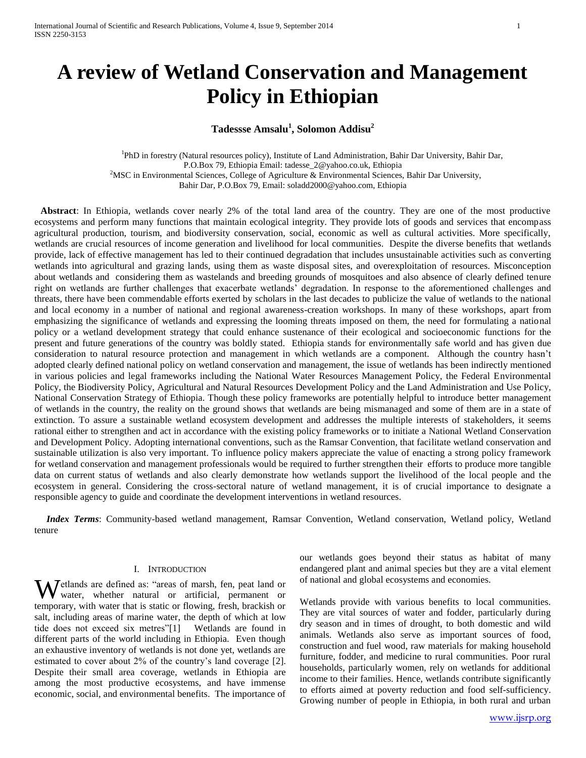# A review of Wetland Conservation and Management Policy in Ethiopian

**Tadessse Amsalu[1], Solomon Addisu[2]**

[1]PhD in forestry (Natural resources policy), Institute of Land Administration, Bahir Dar University, Bahir Dar, P.O.Box 79, Ethiopia Email: tadesse_2@yahoo.co.uk, Ethiopia
[2]MSC in Environmental Sciences, College of Agriculture & Environmental Sciences, Bahir Dar University, Bahir Dar, P.O.Box 79, Email: soladd2000@yahoo.com, Ethiopia

**Abstract**: In Ethiopia, wetlands cover nearly 2% of the total land area of the country. They are one of the most productive ecosystems and perform many functions that maintain ecological integrity. They provide lots of goods and services that encompass agricultural production, tourism, and biodiversity conservation, social, economic as well as cultural activities. More specifically, wetlands are crucial resources of income generation and livelihood for local communities. Despite the diverse benefits that wetlands provide, lack of effective management has led to their continued degradation that includes unsustainable activities such as converting wetlands into agricultural and grazing lands, using them as waste disposal sites, and overexploitation of resources. Misconception about wetlands and considering them as wastelands and breeding grounds of mosquitoes and also absence of clearly defined tenure right on wetlands are further challenges that exacerbate wetlands' degradation. In response to the aforementioned challenges and threats, there have been commendable efforts exerted by scholars in the last decades to publicize the value of wetlands to the national and local economy in a number of national and regional awareness-creation workshops. In many of these workshops, apart from emphasizing the significance of wetlands and expressing the looming threats imposed on them, the need for formulating a national policy or a wetland development strategy that could enhance sustenance of their ecological and socioeconomic functions for the present and future generations of the country was boldly stated. Ethiopia stands for environmentally safe world and has given due consideration to natural resource protection and management in which wetlands are a component. Although the country hasn't adopted clearly defined national policy on wetland conservation and management, the issue of wetlands has been indirectly mentioned in various policies and legal frameworks including the National Water Resources Management Policy, the Federal Environmental Policy, the Biodiversity Policy, Agricultural and Natural Resources Development Policy and the Land Administration and Use Policy, National Conservation Strategy of Ethiopia. Though these policy frameworks are potentially helpful to introduce better management of wetlands in the country, the reality on the ground shows that wetlands are being mismanaged and some of them are in a state of extinction. To assure a sustainable wetland ecosystem development and addresses the multiple interests of stakeholders, it seems rational either to strengthen and act in accordance with the existing policy frameworks or to initiate a National Wetland Conservation and Development Policy. Adopting international conventions, such as the Ramsar Convention, that facilitate wetland conservation and sustainable utilization is also very important. To influence policy makers appreciate the value of enacting a strong policy framework for wetland conservation and management professionals would be required to further strengthen their efforts to produce more tangible data on current status of wetlands and also clearly demonstrate how wetlands support the livelihood of the local people and the ecosystem in general. Considering the cross-sectoral nature of wetland management, it is of crucial importance to designate a responsible agency to guide and coordinate the development interventions in wetland resources.

***Index Terms***: Community-based wetland management, Ramsar Convention, Wetland conservation, Wetland policy, Wetland tenure

## I. Introduction

Wetlands are defined as: "areas of marsh, fen, peat land or water, whether natural or artificial, permanent or temporary, with water that is static or flowing, fresh, brackish or salt, including areas of marine water, the depth of which at low tide does not exceed six metres"[1] Wetlands are found in different parts of the world including in Ethiopia. Even though an exhaustive inventory of wetlands is not done yet, wetlands are estimated to cover about 2% of the country's land coverage [2]. Despite their small area coverage, wetlands in Ethiopia are among the most productive ecosystems, and have immense economic, social, and environmental benefits. The importance of our wetlands goes beyond their status as habitat of many endangered plant and animal species but they are a vital element of national and global ecosystems and economies.

Wetlands provide with various benefits to local communities. They are vital sources of water and fodder, particularly during dry season and in times of drought, to both domestic and wild animals. Wetlands also serve as important sources of food, construction and fuel wood, raw materials for making household furniture, fodder, and medicine to rural communities. Poor rural households, particularly women, rely on wetlands for additional income to their families. Hence, wetlands contribute significantly to efforts aimed at poverty reduction and food self-sufficiency. Growing number of people in Ethiopia, in both rural and urban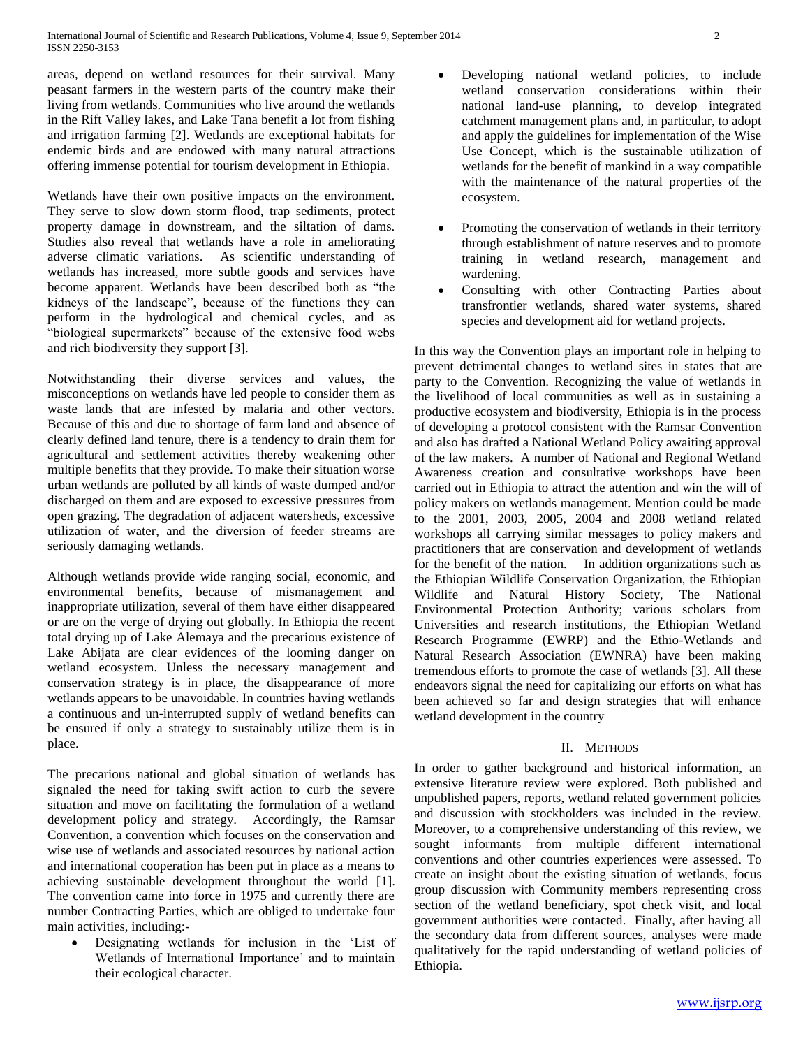areas, depend on wetland resources for their survival. Many peasant farmers in the western parts of the country make their living from wetlands. Communities who live around the wetlands in the Rift Valley lakes, and Lake Tana benefit a lot from fishing and irrigation farming [2]. Wetlands are exceptional habitats for endemic birds and are endowed with many natural attractions offering immense potential for tourism development in Ethiopia.

Wetlands have their own positive impacts on the environment. They serve to slow down storm flood, trap sediments, protect property damage in downstream, and the siltation of dams. Studies also reveal that wetlands have a role in ameliorating adverse climatic variations. As scientific understanding of wetlands has increased, more subtle goods and services have become apparent. Wetlands have been described both as "the kidneys of the landscape", because of the functions they can perform in the hydrological and chemical cycles, and as "biological supermarkets" because of the extensive food webs and rich biodiversity they support [3].

Notwithstanding their diverse services and values, the misconceptions on wetlands have led people to consider them as waste lands that are infested by malaria and other vectors. Because of this and due to shortage of farm land and absence of clearly defined land tenure, there is a tendency to drain them for agricultural and settlement activities thereby weakening other multiple benefits that they provide. To make their situation worse urban wetlands are polluted by all kinds of waste dumped and/or discharged on them and are exposed to excessive pressures from open grazing. The degradation of adjacent watersheds, excessive utilization of water, and the diversion of feeder streams are seriously damaging wetlands.

Although wetlands provide wide ranging social, economic, and environmental benefits, because of mismanagement and inappropriate utilization, several of them have either disappeared or are on the verge of drying out globally. In Ethiopia the recent total drying up of Lake Alemaya and the precarious existence of Lake Abijata are clear evidences of the looming danger on wetland ecosystem. Unless the necessary management and conservation strategy is in place, the disappearance of more wetlands appears to be unavoidable. In countries having wetlands a continuous and un-interrupted supply of wetland benefits can be ensured if only a strategy to sustainably utilize them is in place.

The precarious national and global situation of wetlands has signaled the need for taking swift action to curb the severe situation and move on facilitating the formulation of a wetland development policy and strategy. Accordingly, the Ramsar Convention, a convention which focuses on the conservation and wise use of wetlands and associated resources by national action and international cooperation has been put in place as a means to achieving sustainable development throughout the world [1]. The convention came into force in 1975 and currently there are number Contracting Parties, which are obliged to undertake four main activities, including:-

- Designating wetlands for inclusion in the 'List of Wetlands of International Importance' and to maintain their ecological character.
- Developing national wetland policies, to include wetland conservation considerations within their national land-use planning, to develop integrated catchment management plans and, in particular, to adopt and apply the guidelines for implementation of the Wise Use Concept, which is the sustainable utilization of wetlands for the benefit of mankind in a way compatible with the maintenance of the natural properties of the ecosystem.
- Promoting the conservation of wetlands in their territory through establishment of nature reserves and to promote training in wetland research, management and wardening.
- Consulting with other Contracting Parties about transfrontier wetlands, shared water systems, shared species and development aid for wetland projects.

In this way the Convention plays an important role in helping to prevent detrimental changes to wetland sites in states that are party to the Convention. Recognizing the value of wetlands in the livelihood of local communities as well as in sustaining a productive ecosystem and biodiversity, Ethiopia is in the process of developing a protocol consistent with the Ramsar Convention and also has drafted a National Wetland Policy awaiting approval of the law makers. A number of National and Regional Wetland Awareness creation and consultative workshops have been carried out in Ethiopia to attract the attention and win the will of policy makers on wetlands management. Mention could be made to the 2001, 2003, 2005, 2004 and 2008 wetland related workshops all carrying similar messages to policy makers and practitioners that are conservation and development of wetlands for the benefit of the nation. In addition organizations such as the Ethiopian Wildlife Conservation Organization, the Ethiopian Wildlife and Natural History Society, The National Environmental Protection Authority; various scholars from Universities and research institutions, the Ethiopian Wetland Research Programme (EWRP) and the Ethio-Wetlands and Natural Research Association (EWNRA) have been making tremendous efforts to promote the case of wetlands [3]. All these endeavors signal the need for capitalizing our efforts on what has been achieved so far and design strategies that will enhance wetland development in the country

## II. Methods

In order to gather background and historical information, an extensive literature review were explored. Both published and unpublished papers, reports, wetland related government policies and discussion with stockholders was included in the review. Moreover, to a comprehensive understanding of this review, we sought informants from multiple different international conventions and other countries experiences were assessed. To create an insight about the existing situation of wetlands, focus group discussion with Community members representing cross section of the wetland beneficiary, spot check visit, and local government authorities were contacted. Finally, after having all the secondary data from different sources, analyses were made qualitatively for the rapid understanding of wetland policies of Ethiopia.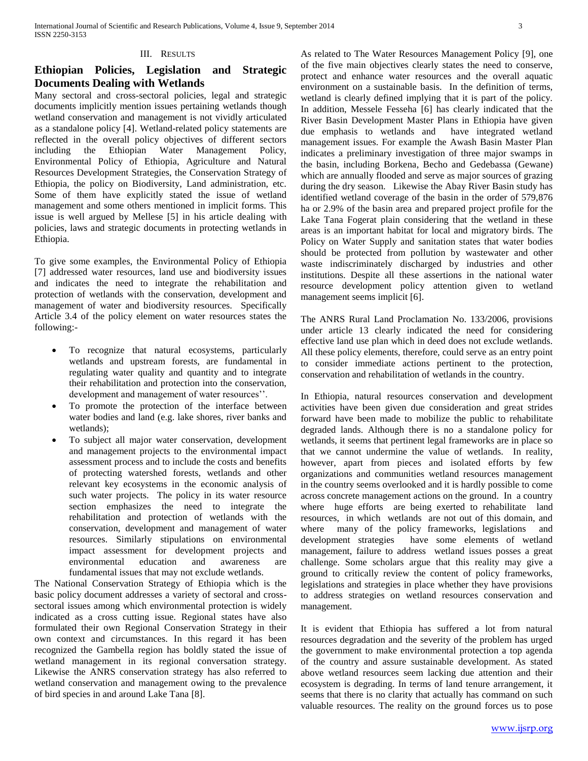## III. Results

## Ethiopian Policies, Legislation and Strategic Documents Dealing with Wetlands

Many sectoral and cross-sectoral policies, legal and strategic documents implicitly mention issues pertaining wetlands though wetland conservation and management is not vividly articulated as a standalone policy [4]. Wetland-related policy statements are reflected in the overall policy objectives of different sectors including the Ethiopian Water Management Policy, Environmental Policy of Ethiopia, Agriculture and Natural Resources Development Strategies, the Conservation Strategy of Ethiopia, the policy on Biodiversity, Land administration, etc. Some of them have explicitly stated the issue of wetland management and some others mentioned in implicit forms. This issue is well argued by Mellese [5] in his article dealing with policies, laws and strategic documents in protecting wetlands in Ethiopia.

To give some examples, the Environmental Policy of Ethiopia [7] addressed water resources, land use and biodiversity issues and indicates the need to integrate the rehabilitation and protection of wetlands with the conservation, development and management of water and biodiversity resources. Specifically Article 3.4 of the policy element on water resources states the following:-

- To recognize that natural ecosystems, particularly wetlands and upstream forests, are fundamental in regulating water quality and quantity and to integrate their rehabilitation and protection into the conservation, development and management of water resources''.
- To promote the protection of the interface between water bodies and land (e.g. lake shores, river banks and wetlands);
- To subject all major water conservation, development and management projects to the environmental impact assessment process and to include the costs and benefits of protecting watershed forests, wetlands and other relevant key ecosystems in the economic analysis of such water projects. The policy in its water resource section emphasizes the need to integrate the rehabilitation and protection of wetlands with the conservation, development and management of water resources. Similarly stipulations on environmental impact assessment for development projects and environmental education and awareness are fundamental issues that may not exclude wetlands.

The National Conservation Strategy of Ethiopia which is the basic policy document addresses a variety of sectoral and cross-sectoral issues among which environmental protection is widely indicated as a cross cutting issue. Regional states have also formulated their own Regional Conservation Strategy in their own context and circumstances. In this regard it has been recognized the Gambella region has boldly stated the issue of wetland management in its regional conversation strategy. Likewise the ANRS conservation strategy has also referred to wetland conservation and management owing to the prevalence of bird species in and around Lake Tana [8].

As related to The Water Resources Management Policy [9], one of the five main objectives clearly states the need to conserve, protect and enhance water resources and the overall aquatic environment on a sustainable basis. In the definition of terms, wetland is clearly defined implying that it is part of the policy. In addition, Messele Fesseha [6] has clearly indicated that the River Basin Development Master Plans in Ethiopia have given due emphasis to wetlands and have integrated wetland management issues. For example the Awash Basin Master Plan indicates a preliminary investigation of three major swamps in the basin, including Borkena, Becho and Gedebassa (Gewane) which are annually flooded and serve as major sources of grazing during the dry season. Likewise the Abay River Basin study has identified wetland coverage of the basin in the order of 579,876 ha or 2.9% of the basin area and prepared project profile for the Lake Tana Fogerat plain considering that the wetland in these areas is an important habitat for local and migratory birds. The Policy on Water Supply and sanitation states that water bodies should be protected from pollution by wastewater and other waste indiscriminately discharged by industries and other institutions. Despite all these assertions in the national water resource development policy attention given to wetland management seems implicit [6].

The ANRS Rural Land Proclamation No. 133/2006, provisions under article 13 clearly indicated the need for considering effective land use plan which in deed does not exclude wetlands. All these policy elements, therefore, could serve as an entry point to consider immediate actions pertinent to the protection, conservation and rehabilitation of wetlands in the country.

In Ethiopia, natural resources conservation and development activities have been given due consideration and great strides forward have been made to mobilize the public to rehabilitate degraded lands. Although there is no a standalone policy for wetlands, it seems that pertinent legal frameworks are in place so that we cannot undermine the value of wetlands. In reality, however, apart from pieces and isolated efforts by few organizations and communities wetland resources management in the country seems overlooked and it is hardly possible to come across concrete management actions on the ground. In a country where huge efforts are being exerted to rehabilitate land resources, in which wetlands are not out of this domain, and where many of the policy frameworks, legislations and development strategies have some elements of wetland management, failure to address wetland issues posses a great challenge. Some scholars argue that this reality may give a ground to critically review the content of policy frameworks, legislations and strategies in place whether they have provisions to address strategies on wetland resources conservation and management.

It is evident that Ethiopia has suffered a lot from natural resources degradation and the severity of the problem has urged the government to make environmental protection a top agenda of the country and assure sustainable development. As stated above wetland resources seem lacking due attention and their ecosystem is degrading. In terms of land tenure arrangement, it seems that there is no clarity that actually has command on such valuable resources. The reality on the ground forces us to pose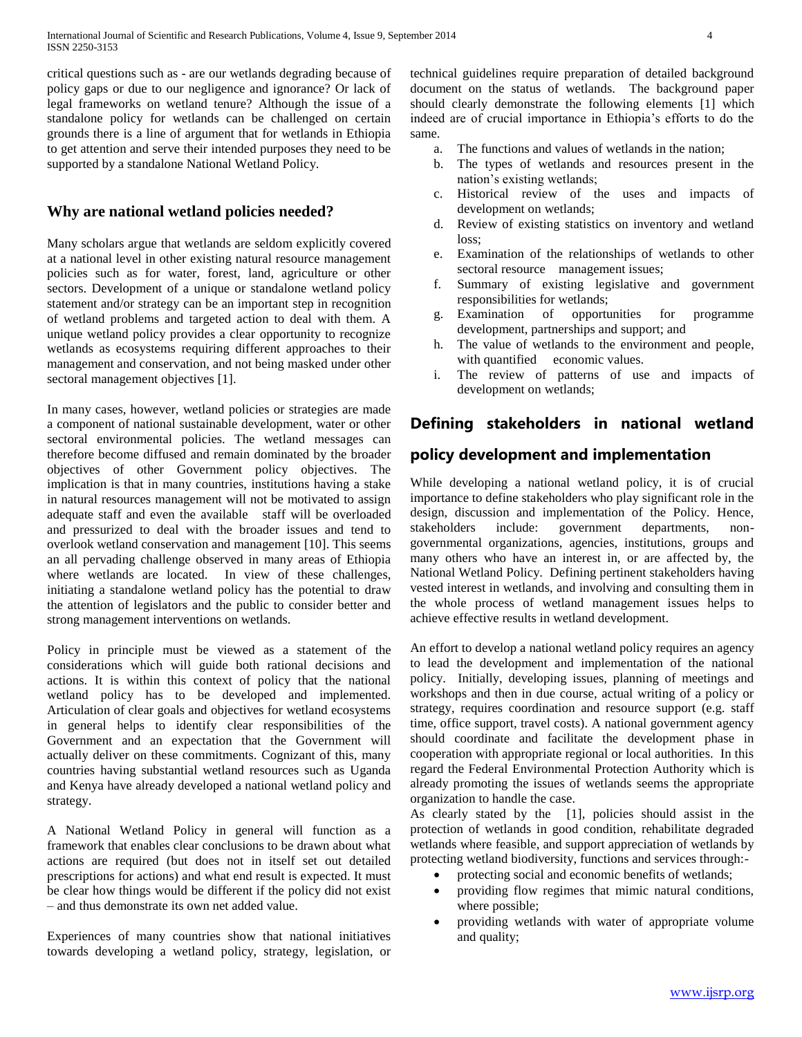critical questions such as - are our wetlands degrading because of policy gaps or due to our negligence and ignorance? Or lack of legal frameworks on wetland tenure? Although the issue of a standalone policy for wetlands can be challenged on certain grounds there is a line of argument that for wetlands in Ethiopia to get attention and serve their intended purposes they need to be supported by a standalone National Wetland Policy.

## Why are national wetland policies needed?

Many scholars argue that wetlands are seldom explicitly covered at a national level in other existing natural resource management policies such as for water, forest, land, agriculture or other sectors. Development of a unique or standalone wetland policy statement and/or strategy can be an important step in recognition of wetland problems and targeted action to deal with them. A unique wetland policy provides a clear opportunity to recognize wetlands as ecosystems requiring different approaches to their management and conservation, and not being masked under other sectoral management objectives [1].

In many cases, however, wetland policies or strategies are made a component of national sustainable development, water or other sectoral environmental policies. The wetland messages can therefore become diffused and remain dominated by the broader objectives of other Government policy objectives. The implication is that in many countries, institutions having a stake in natural resources management will not be motivated to assign adequate staff and even the available staff will be overloaded and pressurized to deal with the broader issues and tend to overlook wetland conservation and management [10]. This seems an all pervading challenge observed in many areas of Ethiopia where wetlands are located. In view of these challenges, initiating a standalone wetland policy has the potential to draw the attention of legislators and the public to consider better and strong management interventions on wetlands.

Policy in principle must be viewed as a statement of the considerations which will guide both rational decisions and actions. It is within this context of policy that the national wetland policy has to be developed and implemented. Articulation of clear goals and objectives for wetland ecosystems in general helps to identify clear responsibilities of the Government and an expectation that the Government will actually deliver on these commitments. Cognizant of this, many countries having substantial wetland resources such as Uganda and Kenya have already developed a national wetland policy and strategy.

A National Wetland Policy in general will function as a framework that enables clear conclusions to be drawn about what actions are required (but does not in itself set out detailed prescriptions for actions) and what end result is expected. It must be clear how things would be different if the policy did not exist – and thus demonstrate its own net added value.

Experiences of many countries show that national initiatives towards developing a wetland policy, strategy, legislation, or technical guidelines require preparation of detailed background document on the status of wetlands. The background paper should clearly demonstrate the following elements [1] which indeed are of crucial importance in Ethiopia's efforts to do the same.

a. The functions and values of wetlands in the nation;
b. The types of wetlands and resources present in the nation's existing wetlands;
c. Historical review of the uses and impacts of development on wetlands;
d. Review of existing statistics on inventory and wetland loss;
e. Examination of the relationships of wetlands to other sectoral resource management issues;
f. Summary of existing legislative and government responsibilities for wetlands;
g. Examination of opportunities for programme development, partnerships and support; and
h. The value of wetlands to the environment and people, with quantified economic values.
i. The review of patterns of use and impacts of development on wetlands;

## Defining stakeholders in national wetland policy development and implementation

While developing a national wetland policy, it is of crucial importance to define stakeholders who play significant role in the design, discussion and implementation of the Policy. Hence, stakeholders include: government departments, non-governmental organizations, agencies, institutions, groups and many others who have an interest in, or are affected by, the National Wetland Policy. Defining pertinent stakeholders having vested interest in wetlands, and involving and consulting them in the whole process of wetland management issues helps to achieve effective results in wetland development.

An effort to develop a national wetland policy requires an agency to lead the development and implementation of the national policy. Initially, developing issues, planning of meetings and workshops and then in due course, actual writing of a policy or strategy, requires coordination and resource support (e.g. staff time, office support, travel costs). A national government agency should coordinate and facilitate the development phase in cooperation with appropriate regional or local authorities. In this regard the Federal Environmental Protection Authority which is already promoting the issues of wetlands seems the appropriate organization to handle the case.

As clearly stated by the [1], policies should assist in the protection of wetlands in good condition, rehabilitate degraded wetlands where feasible, and support appreciation of wetlands by protecting wetland biodiversity, functions and services through:-

- protecting social and economic benefits of wetlands;
- providing flow regimes that mimic natural conditions, where possible;
- providing wetlands with water of appropriate volume and quality;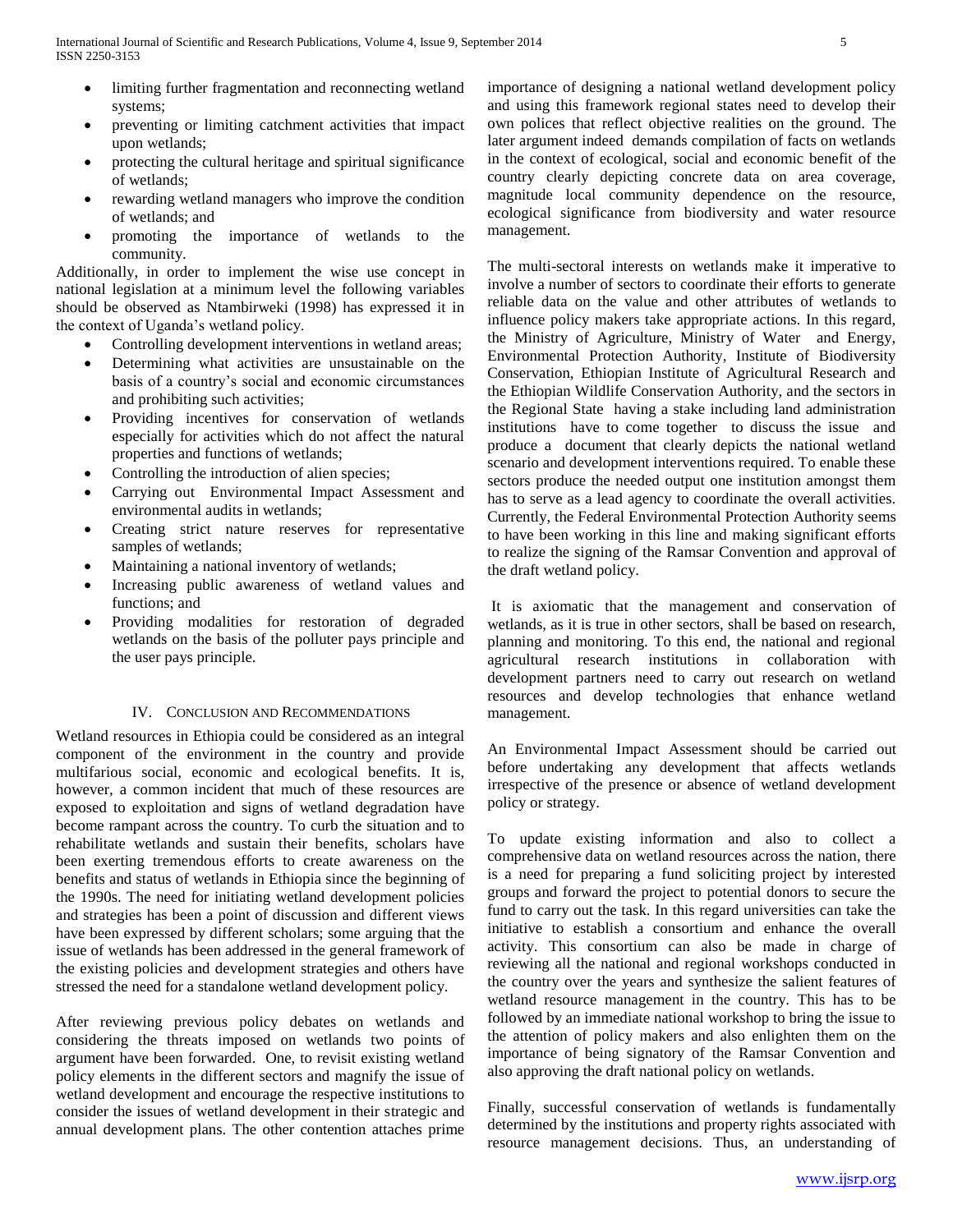- limiting further fragmentation and reconnecting wetland systems;
- preventing or limiting catchment activities that impact upon wetlands;
- protecting the cultural heritage and spiritual significance of wetlands;
- rewarding wetland managers who improve the condition of wetlands; and
- promoting the importance of wetlands to the community.

Additionally, in order to implement the wise use concept in national legislation at a minimum level the following variables should be observed as Ntambirweki (1998) has expressed it in the context of Uganda's wetland policy.

- Controlling development interventions in wetland areas;
- Determining what activities are unsustainable on the basis of a country's social and economic circumstances and prohibiting such activities;
- Providing incentives for conservation of wetlands especially for activities which do not affect the natural properties and functions of wetlands;
- Controlling the introduction of alien species;
- Carrying out Environmental Impact Assessment and environmental audits in wetlands;
- Creating strict nature reserves for representative samples of wetlands;
- Maintaining a national inventory of wetlands;
- Increasing public awareness of wetland values and functions; and
- Providing modalities for restoration of degraded wetlands on the basis of the polluter pays principle and the user pays principle.

## IV. Conclusion and Recommendations

Wetland resources in Ethiopia could be considered as an integral component of the environment in the country and provide multifarious social, economic and ecological benefits. It is, however, a common incident that much of these resources are exposed to exploitation and signs of wetland degradation have become rampant across the country. To curb the situation and to rehabilitate wetlands and sustain their benefits, scholars have been exerting tremendous efforts to create awareness on the benefits and status of wetlands in Ethiopia since the beginning of the 1990s. The need for initiating wetland development policies and strategies has been a point of discussion and different views have been expressed by different scholars; some arguing that the issue of wetlands has been addressed in the general framework of the existing policies and development strategies and others have stressed the need for a standalone wetland development policy.

After reviewing previous policy debates on wetlands and considering the threats imposed on wetlands two points of argument have been forwarded. One, to revisit existing wetland policy elements in the different sectors and magnify the issue of wetland development and encourage the respective institutions to consider the issues of wetland development in their strategic and annual development plans. The other contention attaches prime importance of designing a national wetland development policy and using this framework regional states need to develop their own polices that reflect objective realities on the ground. The later argument indeed demands compilation of facts on wetlands in the context of ecological, social and economic benefit of the country clearly depicting concrete data on area coverage, magnitude local community dependence on the resource, ecological significance from biodiversity and water resource management.

The multi-sectoral interests on wetlands make it imperative to involve a number of sectors to coordinate their efforts to generate reliable data on the value and other attributes of wetlands to influence policy makers take appropriate actions. In this regard, the Ministry of Agriculture, Ministry of Water and Energy, Environmental Protection Authority, Institute of Biodiversity Conservation, Ethiopian Institute of Agricultural Research and the Ethiopian Wildlife Conservation Authority, and the sectors in the Regional State having a stake including land administration institutions have to come together to discuss the issue and produce a document that clearly depicts the national wetland scenario and development interventions required. To enable these sectors produce the needed output one institution amongst them has to serve as a lead agency to coordinate the overall activities. Currently, the Federal Environmental Protection Authority seems to have been working in this line and making significant efforts to realize the signing of the Ramsar Convention and approval of the draft wetland policy.

It is axiomatic that the management and conservation of wetlands, as it is true in other sectors, shall be based on research, planning and monitoring. To this end, the national and regional agricultural research institutions in collaboration with development partners need to carry out research on wetland resources and develop technologies that enhance wetland management.

An Environmental Impact Assessment should be carried out before undertaking any development that affects wetlands irrespective of the presence or absence of wetland development policy or strategy.

To update existing information and also to collect a comprehensive data on wetland resources across the nation, there is a need for preparing a fund soliciting project by interested groups and forward the project to potential donors to secure the fund to carry out the task. In this regard universities can take the initiative to establish a consortium and enhance the overall activity. This consortium can also be made in charge of reviewing all the national and regional workshops conducted in the country over the years and synthesize the salient features of wetland resource management in the country. This has to be followed by an immediate national workshop to bring the issue to the attention of policy makers and also enlighten them on the importance of being signatory of the Ramsar Convention and also approving the draft national policy on wetlands.

Finally, successful conservation of wetlands is fundamentally determined by the institutions and property rights associated with resource management decisions. Thus, an understanding of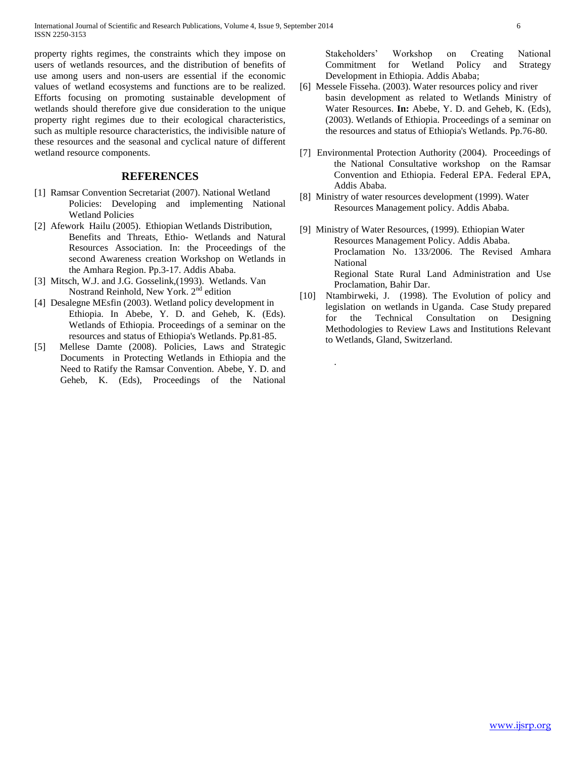property rights regimes, the constraints which they impose on users of wetlands resources, and the distribution of benefits of use among users and non-users are essential if the economic values of wetland ecosystems and functions are to be realized. Efforts focusing on promoting sustainable development of wetlands should therefore give due consideration to the unique property right regimes due to their ecological characteristics, such as multiple resource characteristics, the indivisible nature of these resources and the seasonal and cyclical nature of different wetland resource components.

## REFERENCES

[1] Ramsar Convention Secretariat (2007). National Wetland Policies: Developing and implementing National Wetland Policies

[2] Afework Hailu (2005). Ethiopian Wetlands Distribution, Benefits and Threats, Ethio- Wetlands and Natural Resources Association. In: the Proceedings of the second Awareness creation Workshop on Wetlands in the Amhara Region. Pp.3-17. Addis Ababa.

[3] Mitsch, W.J. and J.G. Gosselink,(1993). Wetlands. Van Nostrand Reinhold, New York. 2nd edition

[4] Desalegne MEsfin (2003). Wetland policy development in Ethiopia. In Abebe, Y. D. and Geheb, K. (Eds). Wetlands of Ethiopia. Proceedings of a seminar on the resources and status of Ethiopia's Wetlands. Pp.81-85.

[5] Mellese Damte (2008). Policies, Laws and Strategic Documents in Protecting Wetlands in Ethiopia and the Need to Ratify the Ramsar Convention. Abebe, Y. D. and Geheb, K. (Eds), Proceedings of the National Stakeholders' Workshop on Creating National Commitment for Wetland Policy and Strategy Development in Ethiopia. Addis Ababa;

[6] Messele Fisseha. (2003). Water resources policy and river basin development as related to Wetlands Ministry of Water Resources. **In:** Abebe, Y. D. and Geheb, K. (Eds), (2003). Wetlands of Ethiopia. Proceedings of a seminar on the resources and status of Ethiopia's Wetlands. Pp.76-80.

[7] Environmental Protection Authority (2004). Proceedings of the National Consultative workshop on the Ramsar Convention and Ethiopia. Federal EPA. Federal EPA, Addis Ababa.

[8] Ministry of water resources development (1999). Water Resources Management policy. Addis Ababa.

[9] Ministry of Water Resources, (1999). Ethiopian Water Resources Management Policy. Addis Ababa. Proclamation No. 133/2006. The Revised Amhara National Regional State Rural Land Administration and Use Proclamation, Bahir Dar.

[10] Ntambirweki, J. (1998). The Evolution of policy and legislation on wetlands in Uganda. Case Study prepared for the Technical Consultation on Designing Methodologies to Review Laws and Institutions Relevant to Wetlands, Gland, Switzerland.